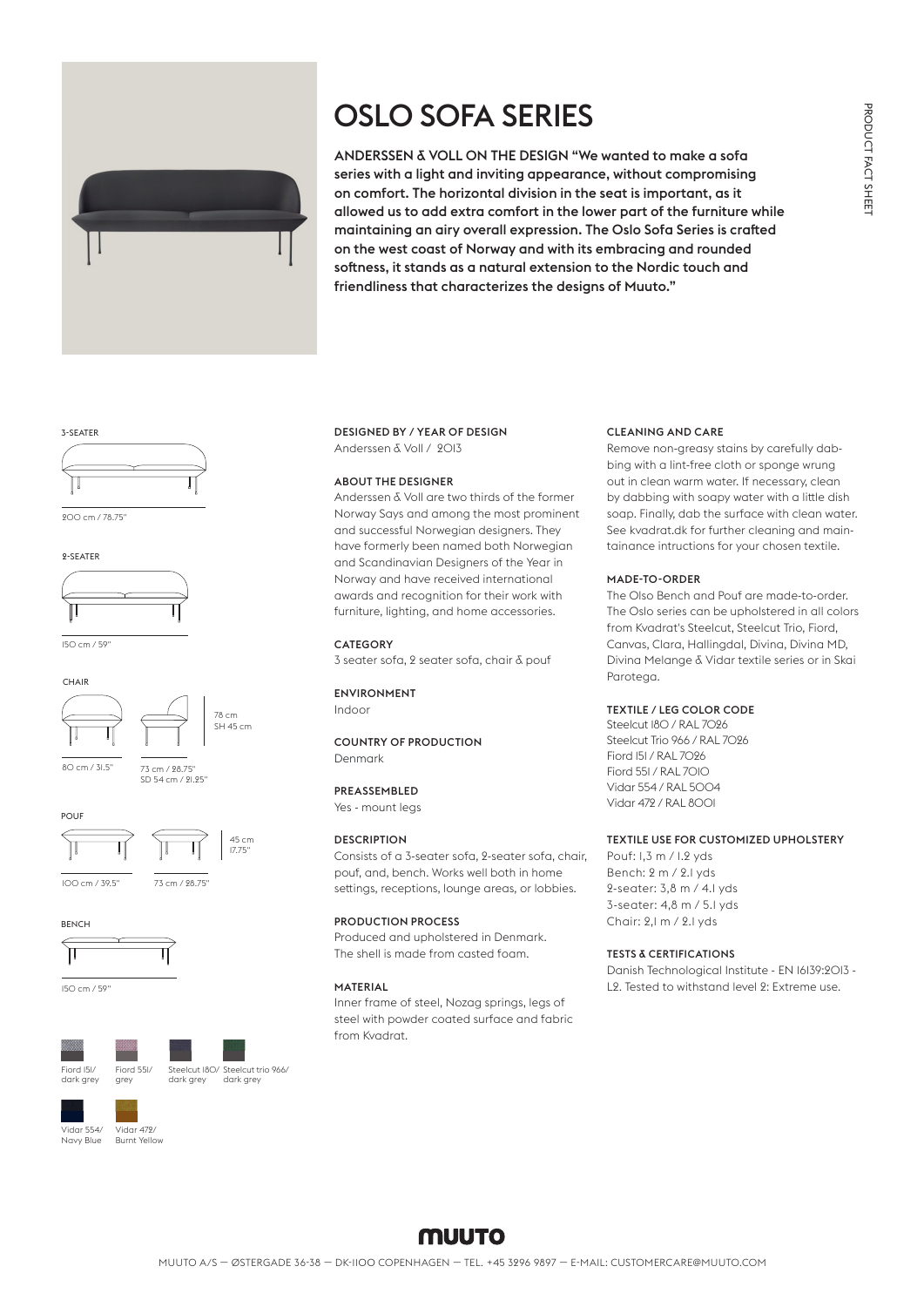# OSLO SOFA SERIES

**ANDERSSEN & VOLL ON THE DESIGN "We wanted to make a sofa series with a light and inviting appearance, without compromising on comfort. The horizontal division in the seat is important, as it allowed us to add extra comfort in the lower part of the furniture while maintaining an airy overall expression. The Oslo Sofa Series is crafted on the west coast of Norway and with its embracing and rounded softness, it stands as a natural extension to the Nordic touch and friendliness that characterizes the designs of Muuto."**

PRODUCT FACT SHEET

3-SEATER

200 cm / 78.75"

2-SEATER

150 cm / 59"

CHAIR

80 cm / 31.5"

73 cm / 28.75"
SD 54 cm / 21.25"

78 cm
SH 45 cm

POUF

100 cm / 39.5"

73 cm / 28.75"

45 cm
17.75"

BENCH

150 cm / 59"

Fiord 151/ dark grey

Fiord 551/ grey

Steelcut 180/ dark grey

Steelcut trio 966/ dark grey

Vidar 554/ Navy Blue

Vidar 472/ Burnt Yellow

### DESIGNED BY / YEAR OF DESIGN
Anderssen & Voll / 2013

### ABOUT THE DESIGNER
Anderssen & Voll are two thirds of the former Norway Says and among the most prominent and successful Norwegian designers. They have formerly been named both Norwegian and Scandinavian Designers of the Year in Norway and have received international awards and recognition for their work with furniture, lighting, and home accessories.

### CATEGORY
3 seater sofa, 2 seater sofa, chair & pouf

### ENVIRONMENT
Indoor

### COUNTRY OF PRODUCTION
Denmark

### PREASSEMBLED
Yes - mount legs

### DESCRIPTION
Consists of a 3-seater sofa, 2-seater sofa, chair, pouf, and, bench. Works well both in home settings, receptions, lounge areas, or lobbies.

### PRODUCTION PROCESS
Produced and upholstered in Denmark. The shell is made from casted foam.

### MATERIAL
Inner frame of steel, Nozag springs, legs of steel with powder coated surface and fabric from Kvadrat.

### CLEANING AND CARE
Remove non-greasy stains by carefully dabbing with a lint-free cloth or sponge wrung out in clean warm water. If necessary, clean by dabbing with soapy water with a little dish soap. Finally, dab the surface with clean water. See kvadrat.dk for further cleaning and maintainance intructions for your chosen textile.

### MADE-TO-ORDER
The Olso Bench and Pouf are made-to-order. The Oslo series can be upholstered in all colors from Kvadrat's Steelcut, Steelcut Trio, Fiord, Canvas, Clara, Hallingdal, Divina, Divina MD, Divina Melange & Vidar textile series or in Skai Parotega.

### TEXTILE / LEG COLOR CODE
Steelcut 180 / RAL 7026
Steelcut Trio 966 / RAL 7026
Fiord 151 / RAL 7026
Fiord 551 / RAL 7010
Vidar 554 / RAL 5004
Vidar 472 / RAL 8001

### TEXTILE USE FOR CUSTOMIZED UPHOLSTERY
Pouf: 1,3 m / 1.2 yds
Bench: 2 m / 2.1 yds
2-seater: 3,8 m / 4.1 yds
3-seater: 4,8 m / 5.1 yds
Chair: 2,1 m / 2.1 yds

### TESTS & CERTIFICATIONS
Danish Technological Institute - EN 16139:2013 - L2. Tested to withstand level 2: Extreme use.

MUUTO

MUUTO A/S — ØSTERGADE 36-38 — DK-1100 COPENHAGEN — TEL. +45 3296 9897 — E-MAIL: CUSTOMERCARE@MUUTO.COM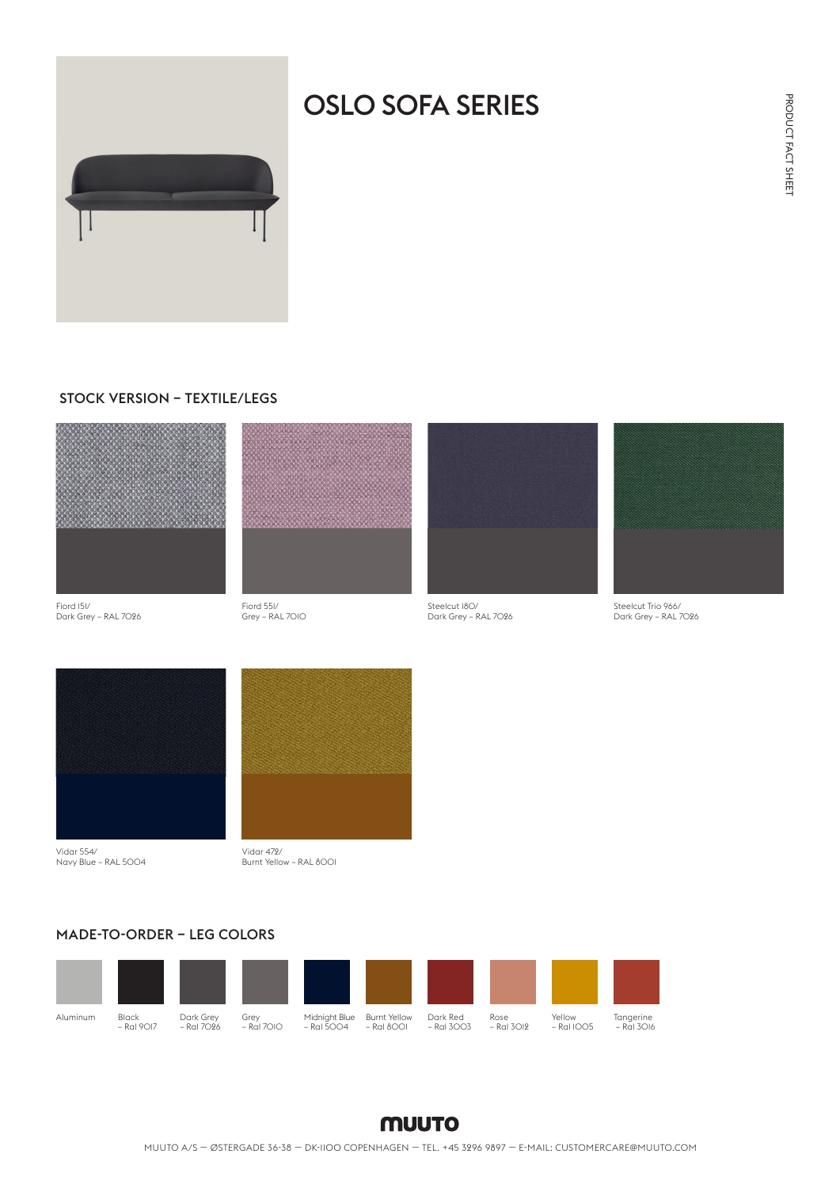# OSLO SOFA SERIES

## STOCK VERSION – TEXTILE/LEGS

Fiord 151/
Dark Grey – RAL 7026

Fiord 551/
Grey – RAL 7010

Steelcut 180/
Dark Grey – RAL 7026

Steelcut Trio 966/
Dark Grey – RAL 7026

Vidar 554/
Navy Blue – RAL 5004

Vidar 472/
Burnt Yellow – RAL 8001

## MADE-TO-ORDER – LEG COLORS

Aluminum

Black – Ral 9017

Dark Grey – Ral 7026

Grey – Ral 7010

Midnight Blue – Ral 5004

Burnt Yellow – Ral 8001

Dark Red – Ral 3003

Rose – Ral 3012

Yellow – Ral 1005

Tangerine – Ral 3016

MUUTO

MUUTO A/S — ØSTERGADE 36-38 — DK-1100 COPENHAGEN — TEL. +45 3296 9897 — E-MAIL: CUSTOMERCARE@MUUTO.COM